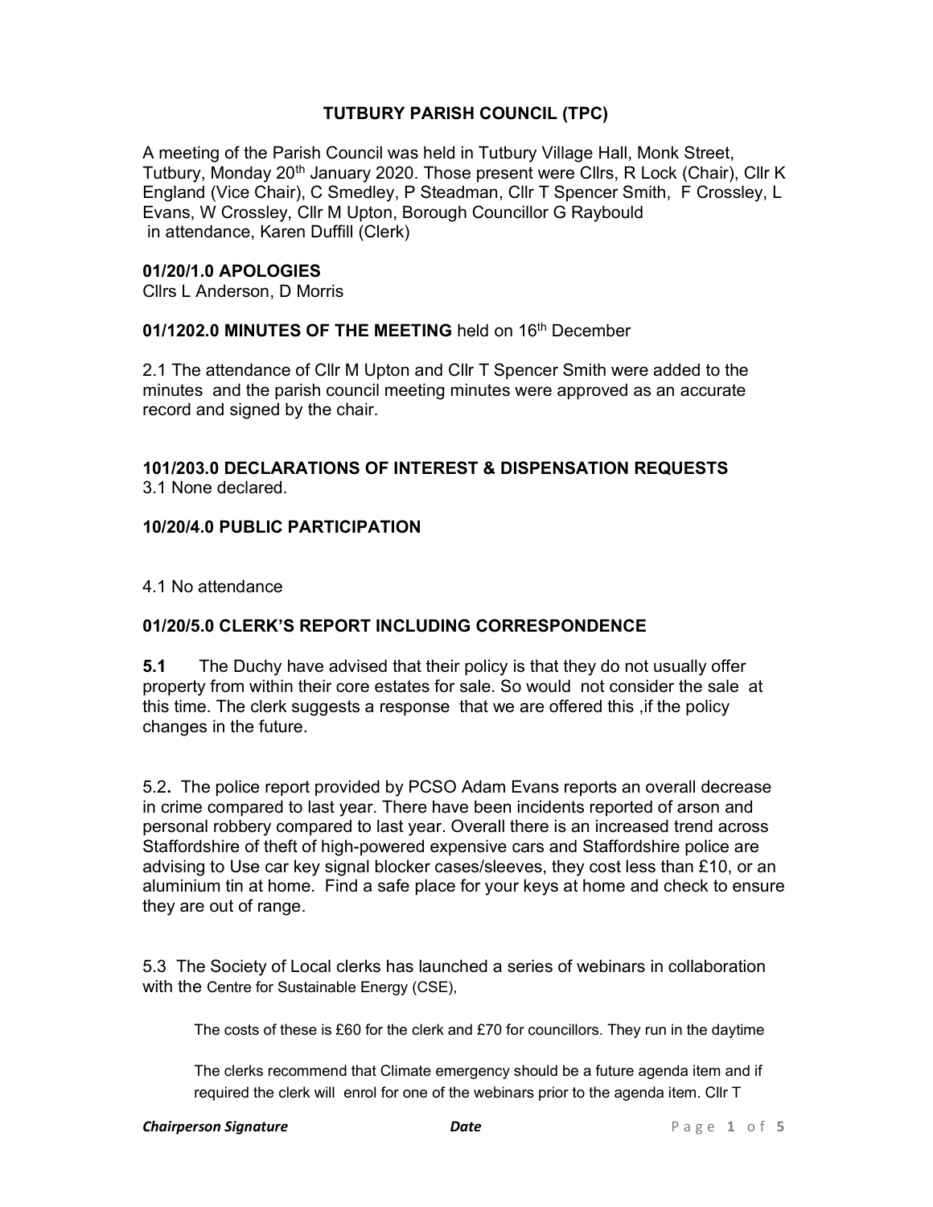# TUTBURY PARISH COUNCIL (TPC)

A meeting of the Parish Council was held in Tutbury Village Hall, Monk Street, Tutbury, Monday 20th January 2020. Those present were Cllrs, R Lock (Chair), Cllr K England (Vice Chair), C Smedley, P Steadman, Cllr T Spencer Smith, F Crossley, L Evans, W Crossley, Cllr M Upton, Borough Councillor G Raybould in attendance, Karen Duffill (Clerk)

### 01/20/1.0 APOLOGIES

Cllrs L Anderson, D Morris

### 01/1202.0 MINUTES OF THE MEETING held on 16th December

2.1 The attendance of Cllr M Upton and Cllr T Spencer Smith were added to the minutes and the parish council meeting minutes were approved as an accurate record and signed by the chair.

### 101/203.0 DECLARATIONS OF INTEREST & DISPENSATION REQUESTS

3.1 None declared.

### 10/20/4.0 PUBLIC PARTICIPATION

4.1 No attendance

### 01/20/5.0 CLERK'S REPORT INCLUDING CORRESPONDENCE

**5.1** The Duchy have advised that their policy is that they do not usually offer property from within their core estates for sale. So would not consider the sale at this time. The clerk suggests a response that we are offered this ,if the policy changes in the future.

5.2**.** The police report provided by PCSO Adam Evans reports an overall decrease in crime compared to last year. There have been incidents reported of arson and personal robbery compared to last year. Overall there is an increased trend across Staffordshire of theft of high-powered expensive cars and Staffordshire police are advising to Use car key signal blocker cases/sleeves, they cost less than £10, or an aluminium tin at home. Find a safe place for your keys at home and check to ensure they are out of range.

5.3 The Society of Local clerks has launched a series of webinars in collaboration with the Centre for Sustainable Energy (CSE),

The costs of these is £60 for the clerk and £70 for councillors. They run in the daytime

The clerks recommend that Climate emergency should be a future agenda item and if required the clerk will enrol for one of the webinars prior to the agenda item. Cllr T

***Chairperson Signature*** ***Date***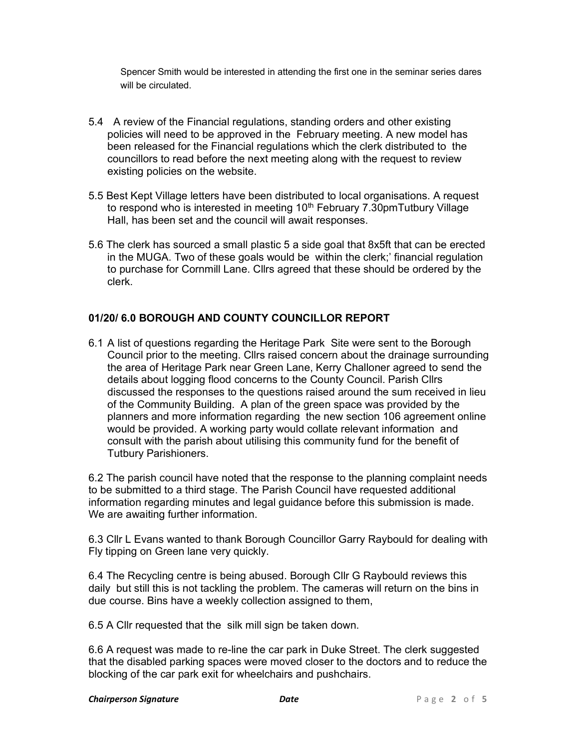Spencer Smith would be interested in attending the first one in the seminar series dares will be circulated.

5.4 A review of the Financial regulations, standing orders and other existing policies will need to be approved in the February meeting. A new model has been released for the Financial regulations which the clerk distributed to the councillors to read before the next meeting along with the request to review existing policies on the website.

5.5 Best Kept Village letters have been distributed to local organisations. A request to respond who is interested in meeting 10th February 7.30pmTutbury Village Hall, has been set and the council will await responses.

5.6 The clerk has sourced a small plastic 5 a side goal that 8x5ft that can be erected in the MUGA. Two of these goals would be within the clerk;' financial regulation to purchase for Cornmill Lane. Cllrs agreed that these should be ordered by the clerk.

## 01/20/ 6.0 BOROUGH AND COUNTY COUNCILLOR REPORT

6.1 A list of questions regarding the Heritage Park Site were sent to the Borough Council prior to the meeting. Cllrs raised concern about the drainage surrounding the area of Heritage Park near Green Lane, Kerry Challoner agreed to send the details about logging flood concerns to the County Council. Parish Cllrs discussed the responses to the questions raised around the sum received in lieu of the Community Building. A plan of the green space was provided by the planners and more information regarding the new section 106 agreement online would be provided. A working party would collate relevant information and consult with the parish about utilising this community fund for the benefit of Tutbury Parishioners.

6.2 The parish council have noted that the response to the planning complaint needs to be submitted to a third stage. The Parish Council have requested additional information regarding minutes and legal guidance before this submission is made. We are awaiting further information.

6.3 Cllr L Evans wanted to thank Borough Councillor Garry Raybould for dealing with Fly tipping on Green lane very quickly.

6.4 The Recycling centre is being abused. Borough Cllr G Raybould reviews this daily but still this is not tackling the problem. The cameras will return on the bins in due course. Bins have a weekly collection assigned to them,

6.5 A Cllr requested that the silk mill sign be taken down.

6.6 A request was made to re-line the car park in Duke Street. The clerk suggested that the disabled parking spaces were moved closer to the doctors and to reduce the blocking of the car park exit for wheelchairs and pushchairs.

***Chairperson Signature*** ***Date***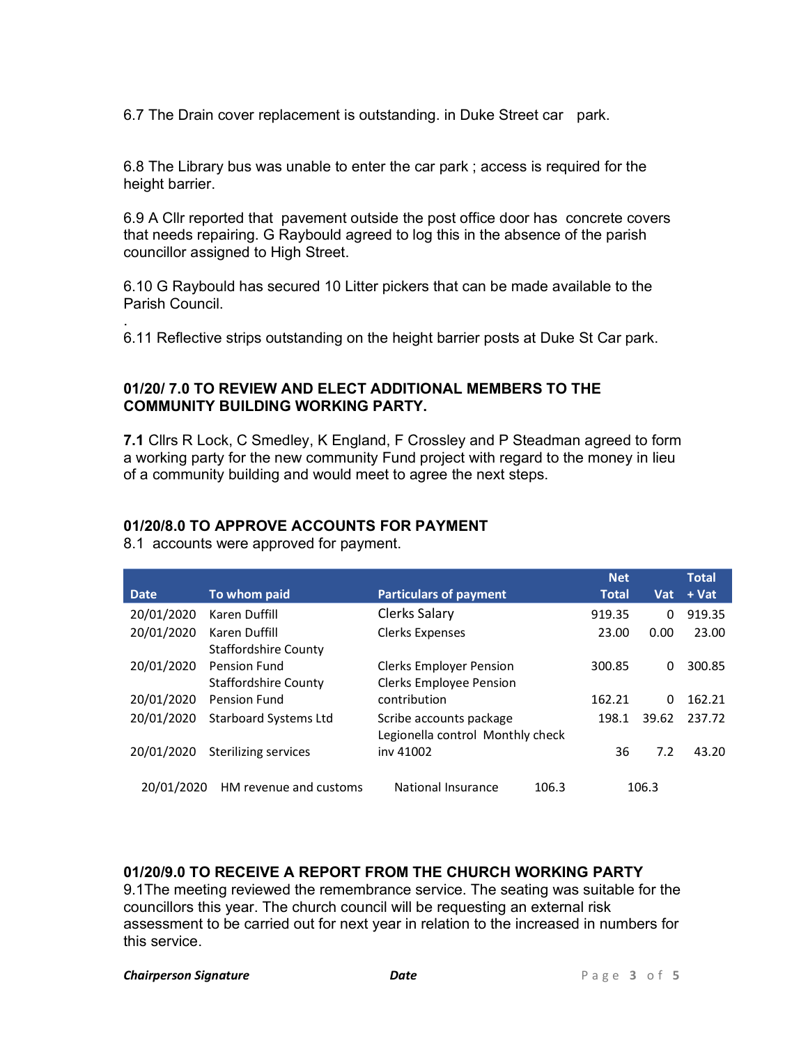6.7 The Drain cover replacement is outstanding. in Duke Street car park.

6.8 The Library bus was unable to enter the car park ; access is required for the height barrier.

6.9 A Cllr reported that pavement outside the post office door has concrete covers that needs repairing. G Raybould agreed to log this in the absence of the parish councillor assigned to High Street.

6.10 G Raybould has secured 10 Litter pickers that can be made available to the Parish Council.

.
6.11 Reflective strips outstanding on the height barrier posts at Duke St Car park.

### 01/20/ 7.0 TO REVIEW AND ELECT ADDITIONAL MEMBERS TO THE COMMUNITY BUILDING WORKING PARTY.

**7.1** Cllrs R Lock, C Smedley, K England, F Crossley and P Steadman agreed to form a working party for the new community Fund project with regard to the money in lieu of a community building and would meet to agree the next steps.

### 01/20/8.0 TO APPROVE ACCOUNTS FOR PAYMENT

8.1 accounts were approved for payment.

| Date | To whom paid | Particulars of payment | Net Total | Vat | Total + Vat |
|---|---|---|---|---|---|
| 20/01/2020 | Karen Duffill | Clerks Salary | 919.35 | 0 | 919.35 |
| 20/01/2020 | Karen Duffill | Clerks Expenses | 23.00 | 0.00 | 23.00 |
| 20/01/2020 | Staffordshire County Pension Fund | Clerks Employer Pension | 300.85 | 0 | 300.85 |
| 20/01/2020 | Staffordshire County Pension Fund | Clerks Employee Pension contribution | 162.21 | 0 | 162.21 |
| 20/01/2020 | Starboard Systems Ltd | Scribe accounts package | 198.1 | 39.62 | 237.72 |
| 20/01/2020 | Sterilizing services | Legionella control Monthly check inv 41002 | 36 | 7.2 | 43.20 |
| 20/01/2020 | HM revenue and customs | National Insurance | 106.3 | | 106.3 |

### 01/20/9.0 TO RECEIVE A REPORT FROM THE CHURCH WORKING PARTY

9.1The meeting reviewed the remembrance service. The seating was suitable for the councillors this year. The church council will be requesting an external risk assessment to be carried out for next year in relation to the increased in numbers for this service.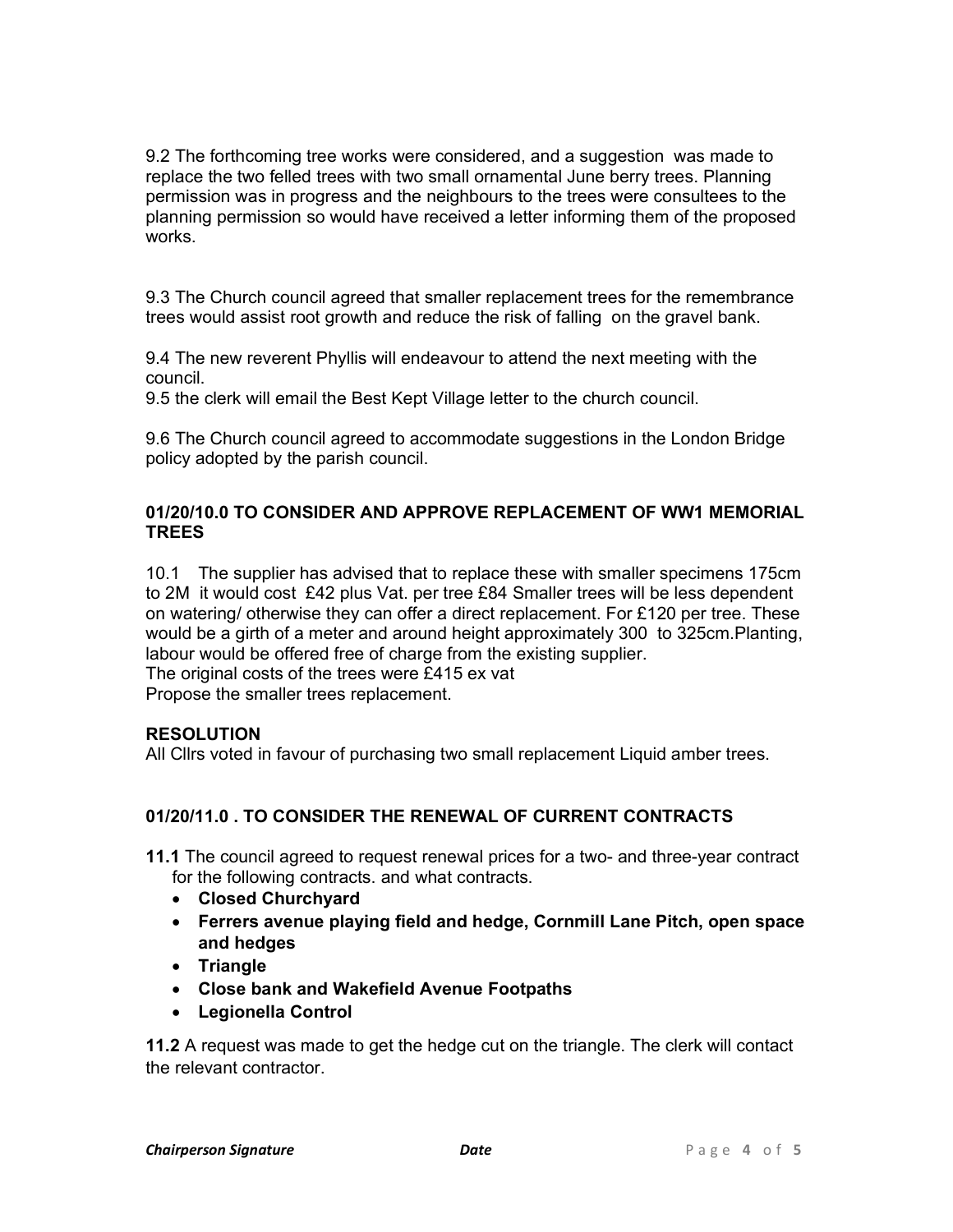9.2 The forthcoming tree works were considered, and a suggestion was made to replace the two felled trees with two small ornamental June berry trees. Planning permission was in progress and the neighbours to the trees were consultees to the planning permission so would have received a letter informing them of the proposed works.

9.3 The Church council agreed that smaller replacement trees for the remembrance trees would assist root growth and reduce the risk of falling on the gravel bank.

9.4 The new reverent Phyllis will endeavour to attend the next meeting with the council.

9.5 the clerk will email the Best Kept Village letter to the church council.

9.6 The Church council agreed to accommodate suggestions in the London Bridge policy adopted by the parish council.

### 01/20/10.0 TO CONSIDER AND APPROVE REPLACEMENT OF WW1 MEMORIAL TREES

10.1 The supplier has advised that to replace these with smaller specimens 175cm to 2M it would cost £42 plus Vat. per tree £84 Smaller trees will be less dependent on watering/ otherwise they can offer a direct replacement. For £120 per tree. These would be a girth of a meter and around height approximately 300 to 325cm.Planting, labour would be offered free of charge from the existing supplier.
The original costs of the trees were £415 ex vat
Propose the smaller trees replacement.

**RESOLUTION**
All Cllrs voted in favour of purchasing two small replacement Liquid amber trees.

### 01/20/11.0 . TO CONSIDER THE RENEWAL OF CURRENT CONTRACTS

**11.1** The council agreed to request renewal prices for a two- and three-year contract for the following contracts. and what contracts.

- **Closed Churchyard**
- **Ferrers avenue playing field and hedge, Cornmill Lane Pitch, open space and hedges**
- **Triangle**
- **Close bank and Wakefield Avenue Footpaths**
- **Legionella Control**

**11.2** A request was made to get the hedge cut on the triangle. The clerk will contact the relevant contractor.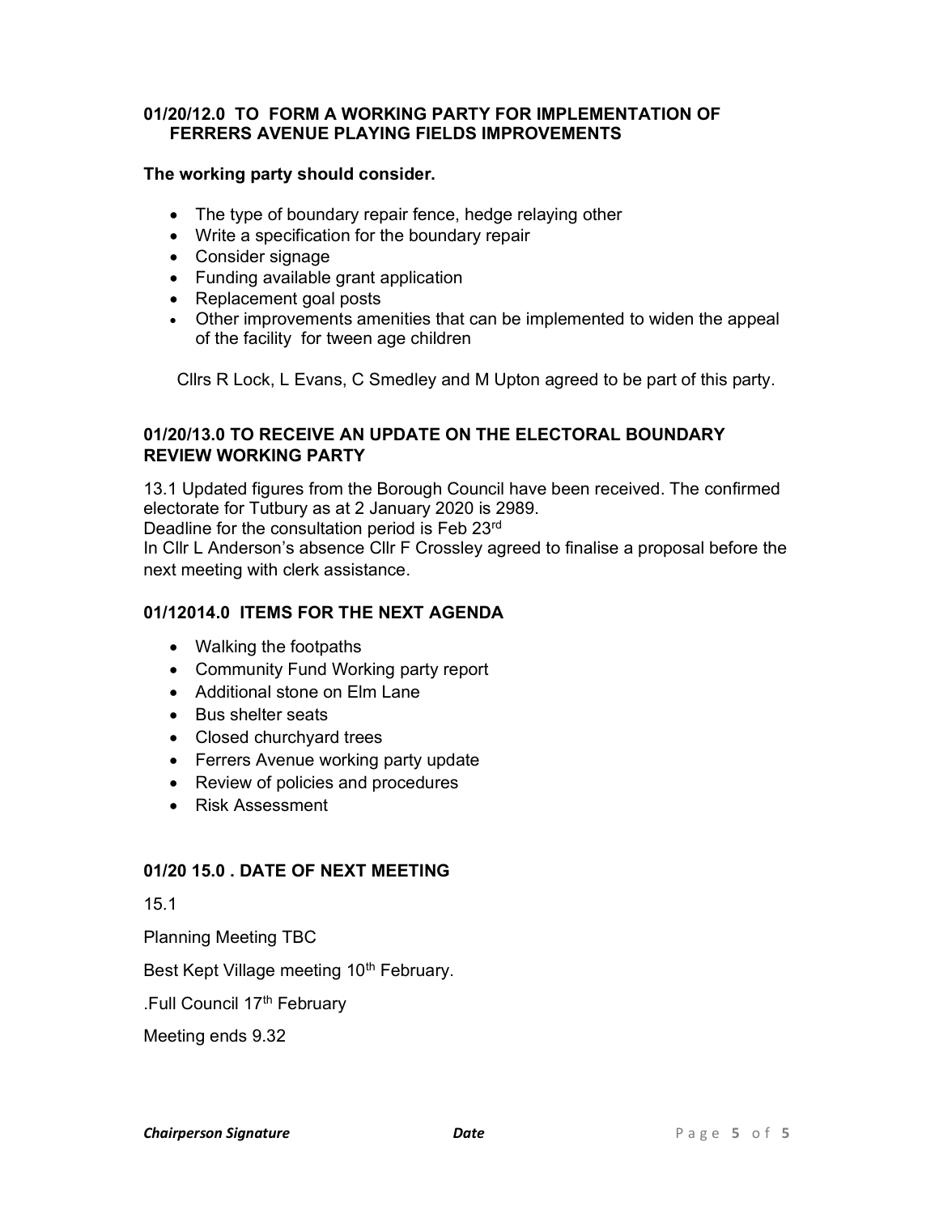### 01/20/12.0 TO FORM A WORKING PARTY FOR IMPLEMENTATION OF FERRERS AVENUE PLAYING FIELDS IMPROVEMENTS

**The working party should consider.**

- The type of boundary repair fence, hedge relaying other
- Write a specification for the boundary repair
- Consider signage
- Funding available grant application
- Replacement goal posts
- Other improvements amenities that can be implemented to widen the appeal of the facility for tween age children

Cllrs R Lock, L Evans, C Smedley and M Upton agreed to be part of this party.

### 01/20/13.0 TO RECEIVE AN UPDATE ON THE ELECTORAL BOUNDARY REVIEW WORKING PARTY

13.1 Updated figures from the Borough Council have been received. The confirmed electorate for Tutbury as at 2 January 2020 is 2989.
Deadline for the consultation period is Feb 23rd
In Cllr L Anderson's absence Cllr F Crossley agreed to finalise a proposal before the next meeting with clerk assistance.

### 01/12014.0 ITEMS FOR THE NEXT AGENDA

- Walking the footpaths
- Community Fund Working party report
- Additional stone on Elm Lane
- Bus shelter seats
- Closed churchyard trees
- Ferrers Avenue working party update
- Review of policies and procedures
- Risk Assessment

### 01/20 15.0 . DATE OF NEXT MEETING

15.1

Planning Meeting TBC

Best Kept Village meeting 10th February.

.Full Council 17th February

Meeting ends 9.32

***Chairperson Signature*** ***Date***